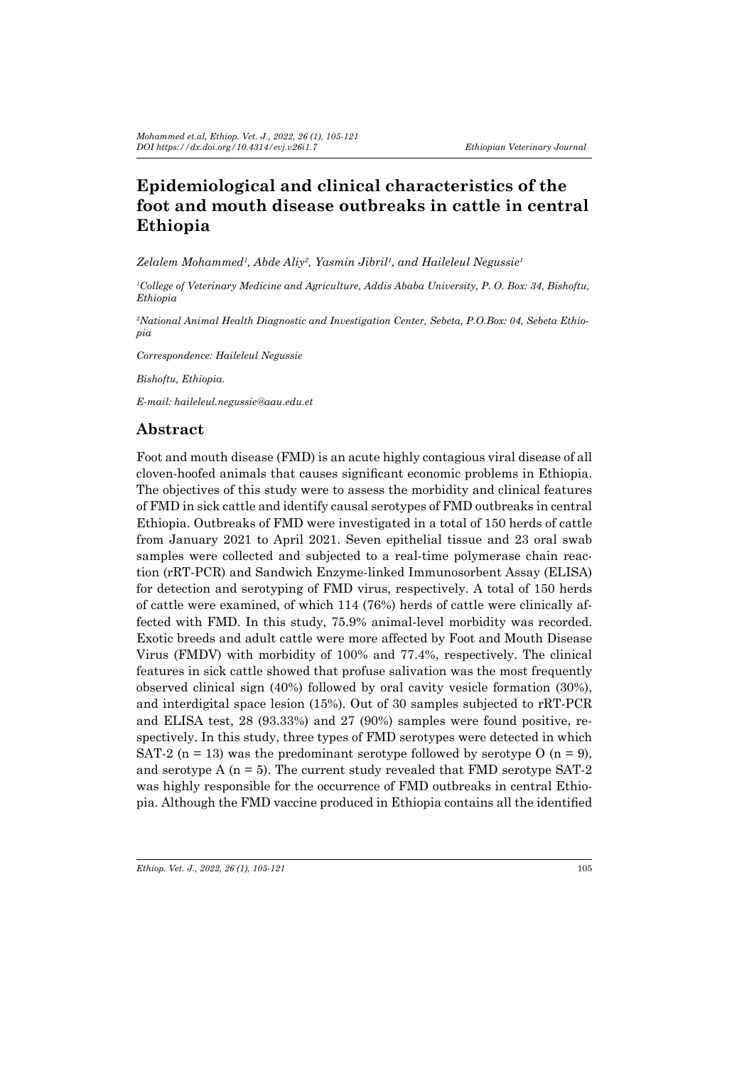# Epidemiological and clinical characteristics of the foot and mouth disease outbreaks in cattle in central Ethiopia

*Zelalem Mohammed[1], Abde Aliy[2], Yasmin Jibril[1], and Haileleul Negussie[1]*

*[1]College of Veterinary Medicine and Agriculture, Addis Ababa University, P. O. Box: 34, Bishoftu, Ethiopia*

*[2]National Animal Health Diagnostic and Investigation Center, Sebeta, P.O.Box: 04, Sebeta Ethiopia*

*Correspondence: Haileleul Negussie*

*Bishoftu, Ethiopia.*

*E-mail: haileleul.negussie@aau.edu.et*

## Abstract

Foot and mouth disease (FMD) is an acute highly contagious viral disease of all cloven-hoofed animals that causes significant economic problems in Ethiopia. The objectives of this study were to assess the morbidity and clinical features of FMD in sick cattle and identify causal serotypes of FMD outbreaks in central Ethiopia. Outbreaks of FMD were investigated in a total of 150 herds of cattle from January 2021 to April 2021. Seven epithelial tissue and 23 oral swab samples were collected and subjected to a real-time polymerase chain reaction (rRT-PCR) and Sandwich Enzyme-linked Immunosorbent Assay (ELISA) for detection and serotyping of FMD virus, respectively. A total of 150 herds of cattle were examined, of which 114 (76%) herds of cattle were clinically affected with FMD. In this study, 75.9% animal-level morbidity was recorded. Exotic breeds and adult cattle were more affected by Foot and Mouth Disease Virus (FMDV) with morbidity of 100% and 77.4%, respectively. The clinical features in sick cattle showed that profuse salivation was the most frequently observed clinical sign (40%) followed by oral cavity vesicle formation (30%), and interdigital space lesion (15%). Out of 30 samples subjected to rRT-PCR and ELISA test, 28 (93.33%) and 27 (90%) samples were found positive, respectively. In this study, three types of FMD serotypes were detected in which SAT-2 (n = 13) was the predominant serotype followed by serotype O (n = 9), and serotype A (n = 5). The current study revealed that FMD serotype SAT-2 was highly responsible for the occurrence of FMD outbreaks in central Ethiopia. Although the FMD vaccine produced in Ethiopia contains all the identified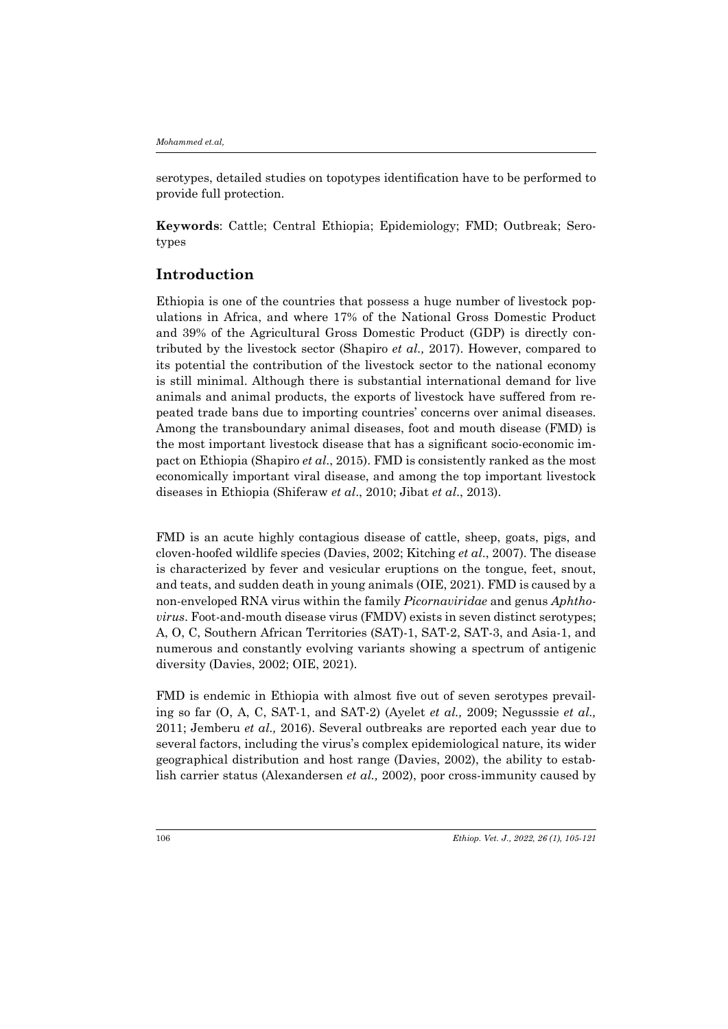serotypes, detailed studies on topotypes identification have to be performed to provide full protection.

**Keywords**: Cattle; Central Ethiopia; Epidemiology; FMD; Outbreak; Serotypes

## Introduction

Ethiopia is one of the countries that possess a huge number of livestock populations in Africa, and where 17% of the National Gross Domestic Product and 39% of the Agricultural Gross Domestic Product (GDP) is directly contributed by the livestock sector (Shapiro *et al.,* 2017). However, compared to its potential the contribution of the livestock sector to the national economy is still minimal. Although there is substantial international demand for live animals and animal products, the exports of livestock have suffered from repeated trade bans due to importing countries' concerns over animal diseases. Among the transboundary animal diseases, foot and mouth disease (FMD) is the most important livestock disease that has a significant socio-economic impact on Ethiopia (Shapiro *et al*., 2015). FMD is consistently ranked as the most economically important viral disease, and among the top important livestock diseases in Ethiopia (Shiferaw *et al*., 2010; Jibat *et al*., 2013).

FMD is an acute highly contagious disease of cattle, sheep, goats, pigs, and cloven-hoofed wildlife species (Davies, 2002; Kitching *et al*., 2007). The disease is characterized by fever and vesicular eruptions on the tongue, feet, snout, and teats, and sudden death in young animals (OIE, 2021). FMD is caused by a non-enveloped RNA virus within the family *Picornaviridae* and genus *Aphthovirus*. Foot-and-mouth disease virus (FMDV) exists in seven distinct serotypes; A, O, C, Southern African Territories (SAT)-1, SAT-2, SAT-3, and Asia-1, and numerous and constantly evolving variants showing a spectrum of antigenic diversity (Davies, 2002; OIE, 2021).

FMD is endemic in Ethiopia with almost five out of seven serotypes prevailing so far (O, A, C, SAT-1, and SAT-2) (Ayelet *et al.,* 2009; Negusssie *et al.,* 2011; Jemberu *et al.,* 2016). Several outbreaks are reported each year due to several factors, including the virus's complex epidemiological nature, its wider geographical distribution and host range (Davies, 2002), the ability to establish carrier status (Alexandersen *et al.,* 2002), poor cross-immunity caused by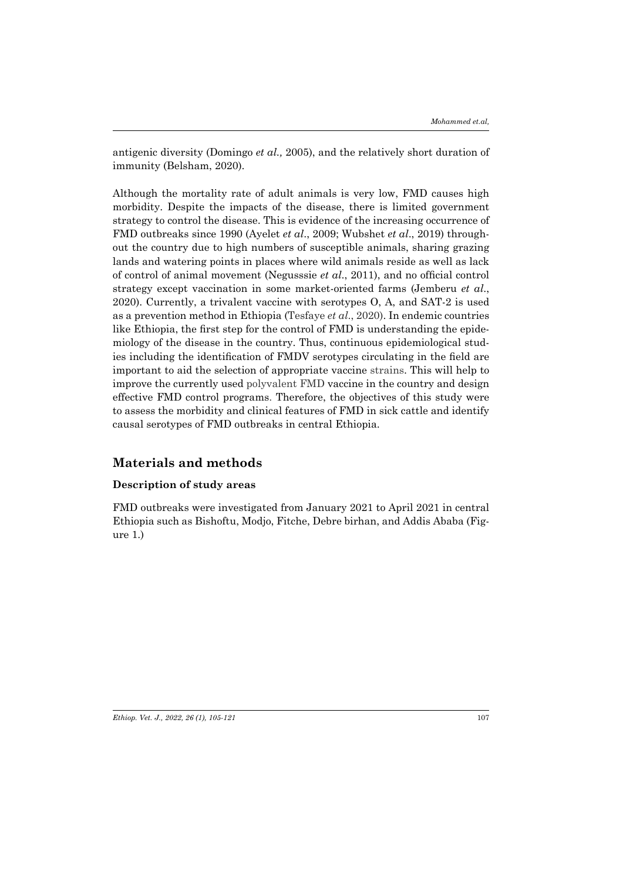antigenic diversity (Domingo *et al.,* 2005), and the relatively short duration of immunity (Belsham, 2020).

Although the mortality rate of adult animals is very low, FMD causes high morbidity. Despite the impacts of the disease, there is limited government strategy to control the disease. This is evidence of the increasing occurrence of FMD outbreaks since 1990 (Ayelet *et al*., 2009; Wubshet *et al*., 2019) throughout the country due to high numbers of susceptible animals, sharing grazing lands and watering points in places where wild animals reside as well as lack of control of animal movement (Negusssie *et al*., 2011), and no official control strategy except vaccination in some market-oriented farms (Jemberu *et al*., 2020). Currently, a trivalent vaccine with serotypes O, A, and SAT-2 is used as a prevention method in Ethiopia (Tesfaye *et al*., 2020). In endemic countries like Ethiopia, the first step for the control of FMD is understanding the epidemiology of the disease in the country. Thus, continuous epidemiological studies including the identification of FMDV serotypes circulating in the field are important to aid the selection of appropriate vaccine strains. This will help to improve the currently used polyvalent FMD vaccine in the country and design effective FMD control programs. Therefore, the objectives of this study were to assess the morbidity and clinical features of FMD in sick cattle and identify causal serotypes of FMD outbreaks in central Ethiopia.

## Materials and methods

### Description of study areas

FMD outbreaks were investigated from January 2021 to April 2021 in central Ethiopia such as Bishoftu, Modjo, Fitche, Debre birhan, and Addis Ababa (Figure 1.)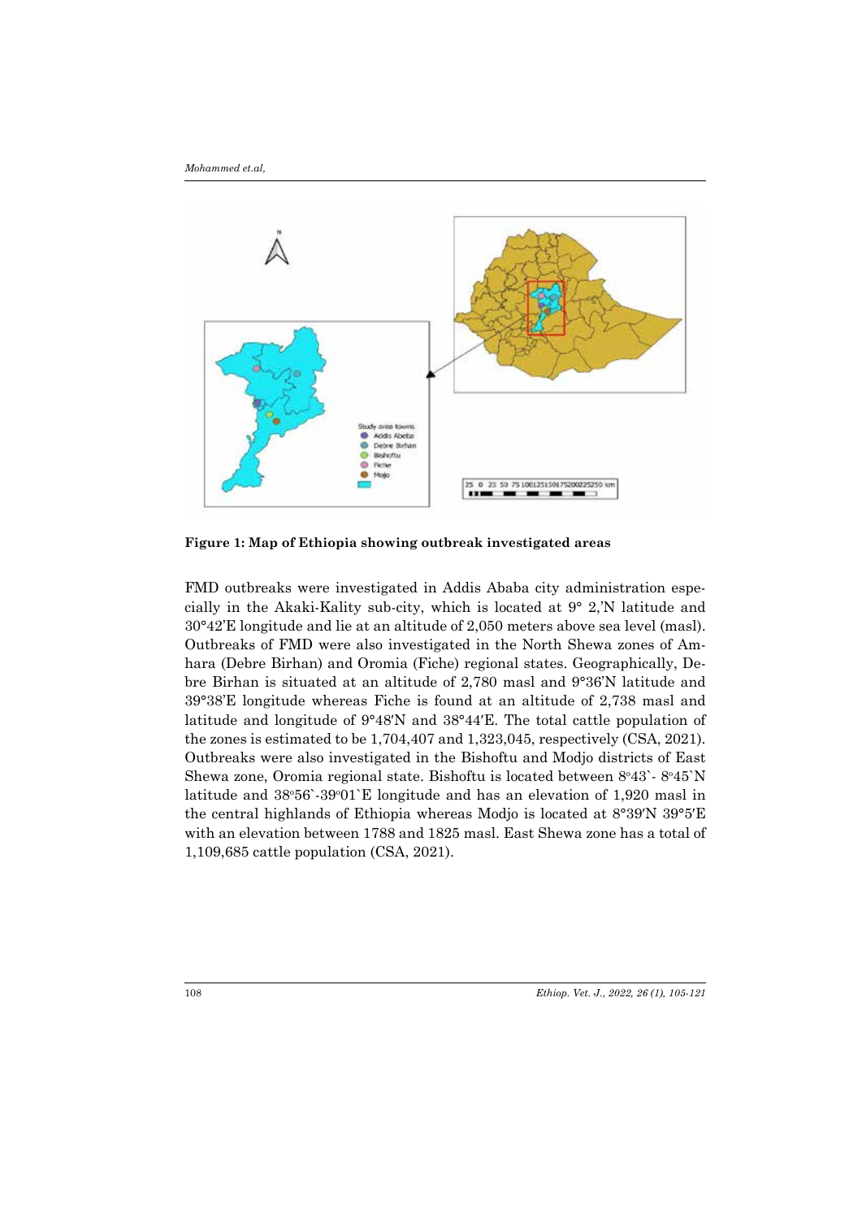**Figure 1: Map of Ethiopia showing outbreak investigated areas**

FMD outbreaks were investigated in Addis Ababa city administration especially in the Akaki-Kality sub-city, which is located at 9° 2,'N latitude and 30°42'E longitude and lie at an altitude of 2,050 meters above sea level (masl). Outbreaks of FMD were also investigated in the North Shewa zones of Amhara (Debre Birhan) and Oromia (Fiche) regional states. Geographically, Debre Birhan is situated at an altitude of 2,780 masl and 9°36'N latitude and 39°38'E longitude whereas Fiche is found at an altitude of 2,738 masl and latitude and longitude of 9°48′N and 38°44′E. The total cattle population of the zones is estimated to be 1,704,407 and 1,323,045, respectively (CSA, 2021). Outbreaks were also investigated in the Bishoftu and Modjo districts of East Shewa zone, Oromia regional state. Bishoftu is located between 8°43`- 8°45`N latitude and 38°56`-39°01`E longitude and has an elevation of 1,920 masl in the central highlands of Ethiopia whereas Modjo is located at 8°39′N 39°5′E with an elevation between 1788 and 1825 masl. East Shewa zone has a total of 1,109,685 cattle population (CSA, 2021).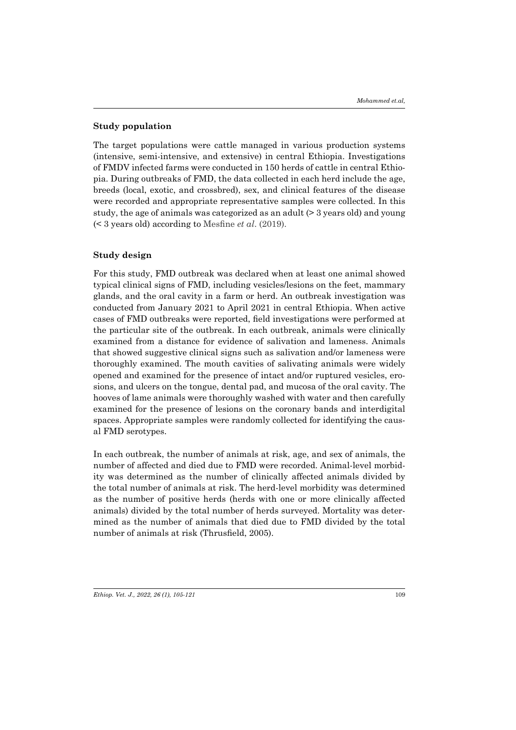### Study population

The target populations were cattle managed in various production systems (intensive, semi-intensive, and extensive) in central Ethiopia. Investigations of FMDV infected farms were conducted in 150 herds of cattle in central Ethiopia. During outbreaks of FMD, the data collected in each herd include the age, breeds (local, exotic, and crossbred), sex, and clinical features of the disease were recorded and appropriate representative samples were collected. In this study, the age of animals was categorized as an adult (> 3 years old) and young (< 3 years old) according to Mesfine *et al*. (2019).

### Study design

For this study, FMD outbreak was declared when at least one animal showed typical clinical signs of FMD, including vesicles/lesions on the feet, mammary glands, and the oral cavity in a farm or herd. An outbreak investigation was conducted from January 2021 to April 2021 in central Ethiopia. When active cases of FMD outbreaks were reported, field investigations were performed at the particular site of the outbreak. In each outbreak, animals were clinically examined from a distance for evidence of salivation and lameness. Animals that showed suggestive clinical signs such as salivation and/or lameness were thoroughly examined. The mouth cavities of salivating animals were widely opened and examined for the presence of intact and/or ruptured vesicles, erosions, and ulcers on the tongue, dental pad, and mucosa of the oral cavity. The hooves of lame animals were thoroughly washed with water and then carefully examined for the presence of lesions on the coronary bands and interdigital spaces. Appropriate samples were randomly collected for identifying the causal FMD serotypes.

In each outbreak, the number of animals at risk, age, and sex of animals, the number of affected and died due to FMD were recorded. Animal-level morbidity was determined as the number of clinically affected animals divided by the total number of animals at risk. The herd-level morbidity was determined as the number of positive herds (herds with one or more clinically affected animals) divided by the total number of herds surveyed. Mortality was determined as the number of animals that died due to FMD divided by the total number of animals at risk (Thrusfield, 2005).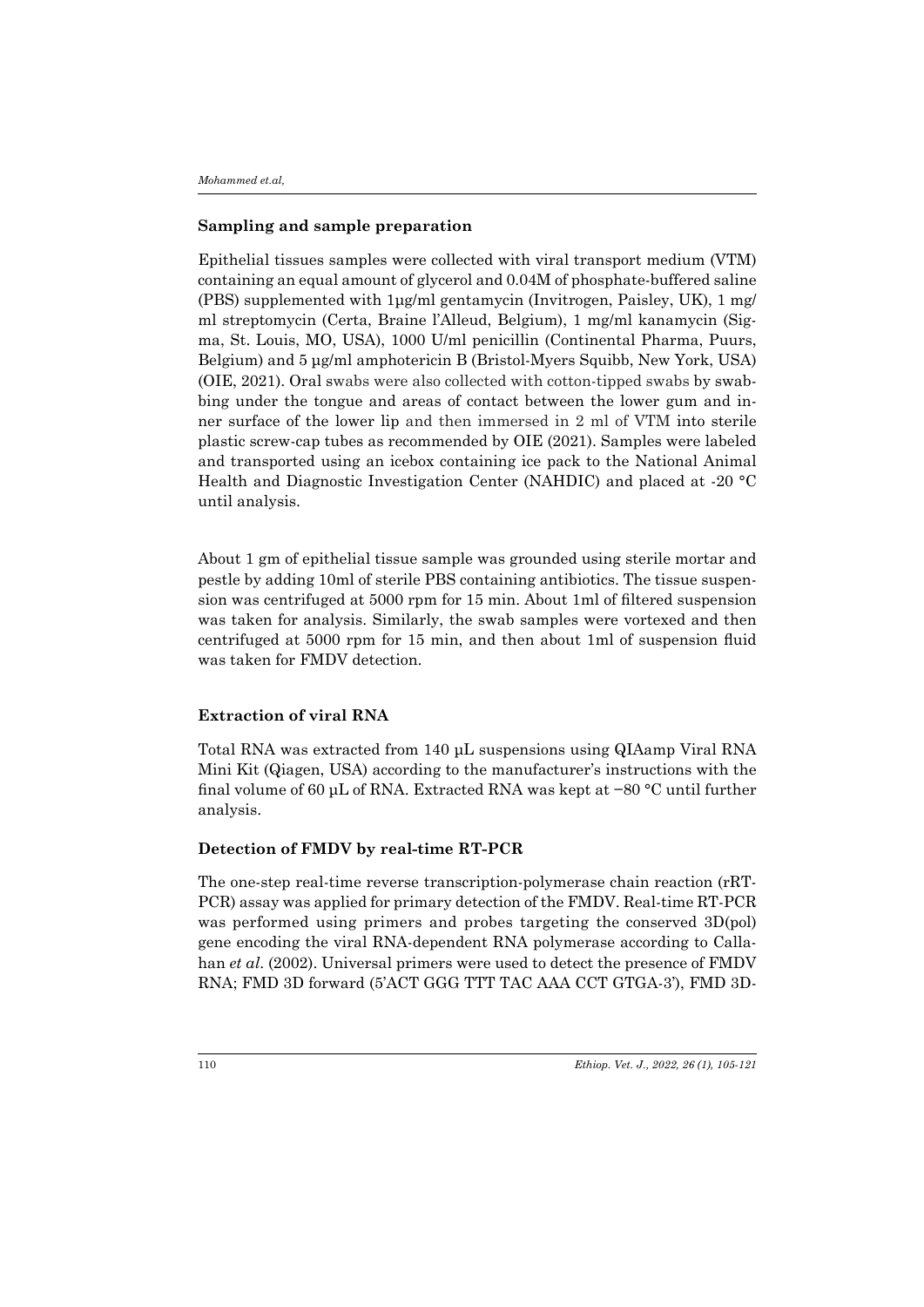## Sampling and sample preparation

Epithelial tissues samples were collected with viral transport medium (VTM) containing an equal amount of glycerol and 0.04M of phosphate-buffered saline (PBS) supplemented with 1µg/ml gentamycin (Invitrogen, Paisley, UK), 1 mg/ml streptomycin (Certa, Braine l'Alleud, Belgium), 1 mg/ml kanamycin (Sigma, St. Louis, MO, USA), 1000 U/ml penicillin (Continental Pharma, Puurs, Belgium) and 5 µg/ml amphotericin B (Bristol-Myers Squibb, New York, USA) (OIE, 2021). Oral swabs were also collected with cotton-tipped swabs by swabbing under the tongue and areas of contact between the lower gum and inner surface of the lower lip and then immersed in 2 ml of VTM into sterile plastic screw-cap tubes as recommended by OIE (2021). Samples were labeled and transported using an icebox containing ice pack to the National Animal Health and Diagnostic Investigation Center (NAHDIC) and placed at -20 °C until analysis.

About 1 gm of epithelial tissue sample was grounded using sterile mortar and pestle by adding 10ml of sterile PBS containing antibiotics. The tissue suspension was centrifuged at 5000 rpm for 15 min. About 1ml of filtered suspension was taken for analysis. Similarly, the swab samples were vortexed and then centrifuged at 5000 rpm for 15 min, and then about 1ml of suspension fluid was taken for FMDV detection.

## Extraction of viral RNA

Total RNA was extracted from 140 µL suspensions using QIAamp Viral RNA Mini Kit (Qiagen, USA) according to the manufacturer's instructions with the final volume of 60 µL of RNA. Extracted RNA was kept at −80 °C until further analysis.

## Detection of FMDV by real-time RT-PCR

The one-step real-time reverse transcription-polymerase chain reaction (rRT-PCR) assay was applied for primary detection of the FMDV. Real-time RT-PCR was performed using primers and probes targeting the conserved 3D(pol) gene encoding the viral RNA-dependent RNA polymerase according to Callahan *et al.* (2002). Universal primers were used to detect the presence of FMDV RNA; FMD 3D forward (5'ACT GGG TTT TAC AAA CCT GTGA-3'), FMD 3D-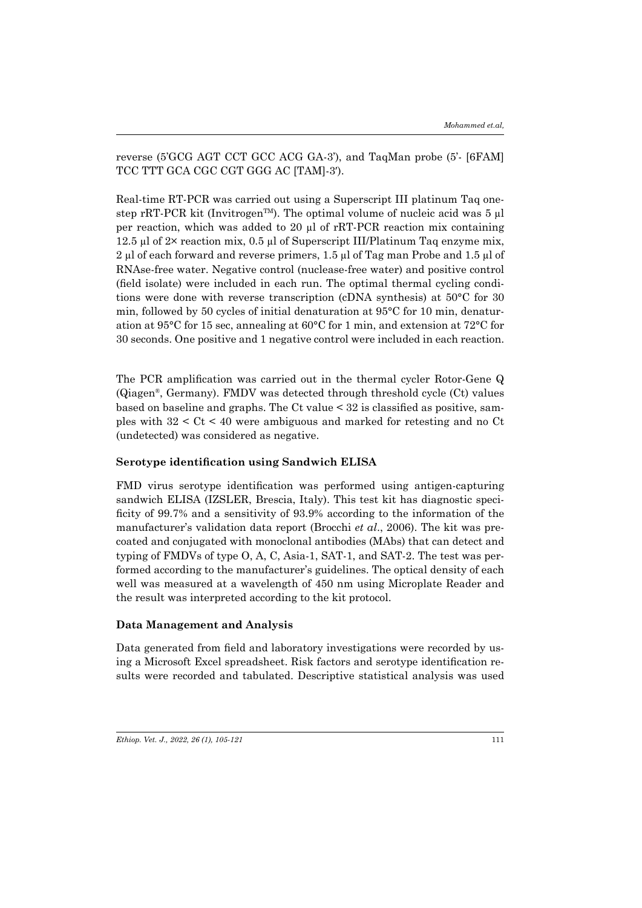reverse (5'GCG AGT CCT GCC ACG GA-3'), and TaqMan probe (5'- [6FAM] TCC TTT GCA CGC CGT GGG AC [TAM]-3').

Real-time RT-PCR was carried out using a Superscript III platinum Taq one-step rRT-PCR kit (Invitrogen™). The optimal volume of nucleic acid was 5 µl per reaction, which was added to 20 µl of rRT-PCR reaction mix containing 12.5 µl of 2× reaction mix, 0.5 µl of Superscript III/Platinum Taq enzyme mix, 2 µl of each forward and reverse primers, 1.5 µl of Tag man Probe and 1.5 µl of RNAse-free water. Negative control (nuclease-free water) and positive control (field isolate) were included in each run. The optimal thermal cycling conditions were done with reverse transcription (cDNA synthesis) at 50°C for 30 min, followed by 50 cycles of initial denaturation at 95°C for 10 min, denaturation at 95°C for 15 sec, annealing at 60°C for 1 min, and extension at 72°C for 30 seconds. One positive and 1 negative control were included in each reaction.

The PCR amplification was carried out in the thermal cycler Rotor-Gene Q (Qiagen®, Germany). FMDV was detected through threshold cycle (Ct) values based on baseline and graphs. The Ct value < 32 is classified as positive, samples with 32 < Ct < 40 were ambiguous and marked for retesting and no Ct (undetected) was considered as negative.

### Serotype identification using Sandwich ELISA

FMD virus serotype identification was performed using antigen-capturing sandwich ELISA (IZSLER, Brescia, Italy). This test kit has diagnostic specificity of 99.7% and a sensitivity of 93.9% according to the information of the manufacturer's validation data report (Brocchi *et al*., 2006). The kit was precoated and conjugated with monoclonal antibodies (MAbs) that can detect and typing of FMDVs of type O, A, C, Asia-1, SAT-1, and SAT-2. The test was performed according to the manufacturer's guidelines. The optical density of each well was measured at a wavelength of 450 nm using Microplate Reader and the result was interpreted according to the kit protocol.

### Data Management and Analysis

Data generated from field and laboratory investigations were recorded by using a Microsoft Excel spreadsheet. Risk factors and serotype identification results were recorded and tabulated. Descriptive statistical analysis was used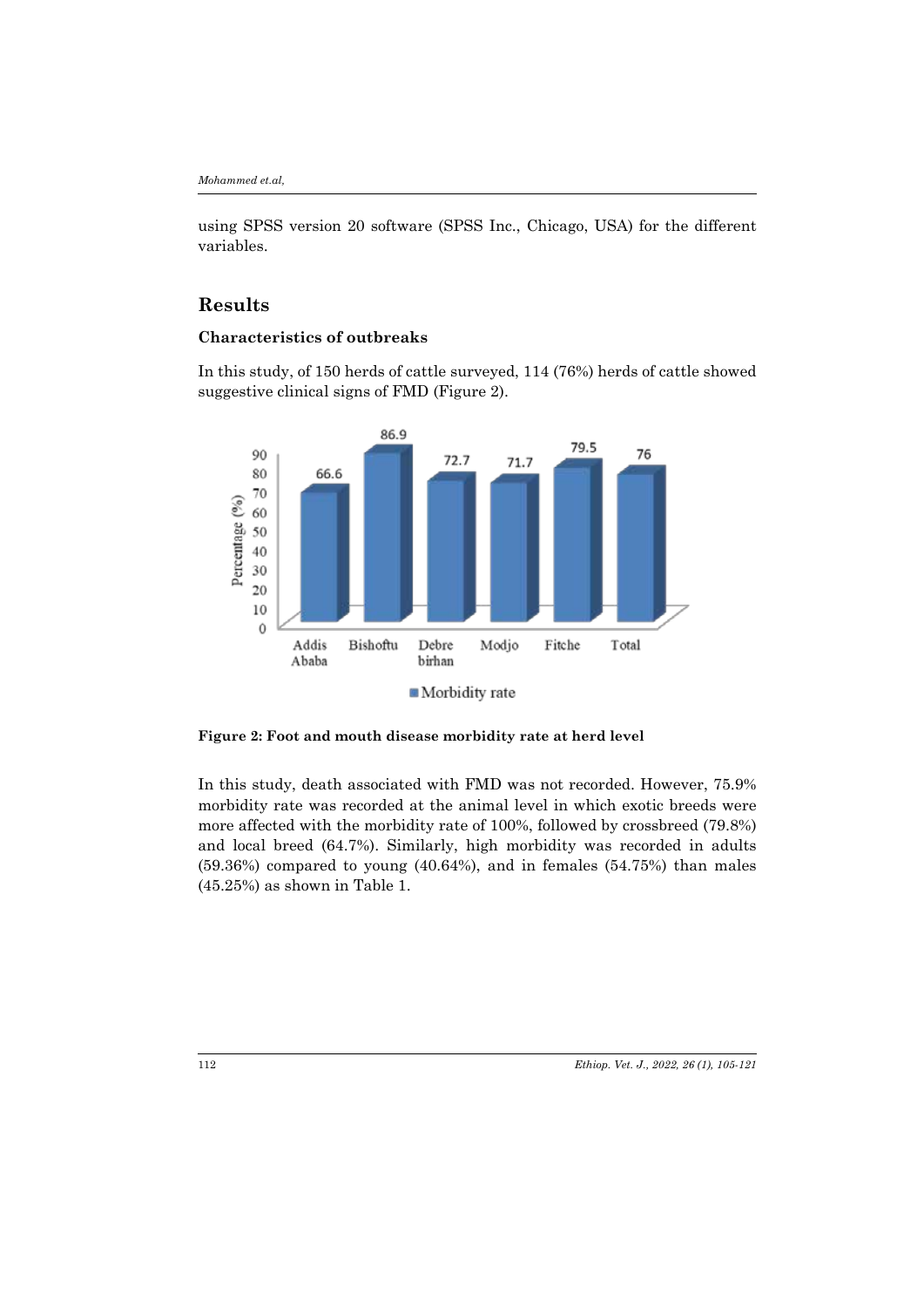using SPSS version 20 software (SPSS Inc., Chicago, USA) for the different variables.

## Results

### Characteristics of outbreaks

In this study, of 150 herds of cattle surveyed, 114 (76%) herds of cattle showed suggestive clinical signs of FMD (Figure 2).

**Figure 2: Foot and mouth disease morbidity rate at herd level**

In this study, death associated with FMD was not recorded. However, 75.9% morbidity rate was recorded at the animal level in which exotic breeds were more affected with the morbidity rate of 100%, followed by crossbreed (79.8%) and local breed (64.7%). Similarly, high morbidity was recorded in adults (59.36%) compared to young (40.64%), and in females (54.75%) than males (45.25%) as shown in Table 1.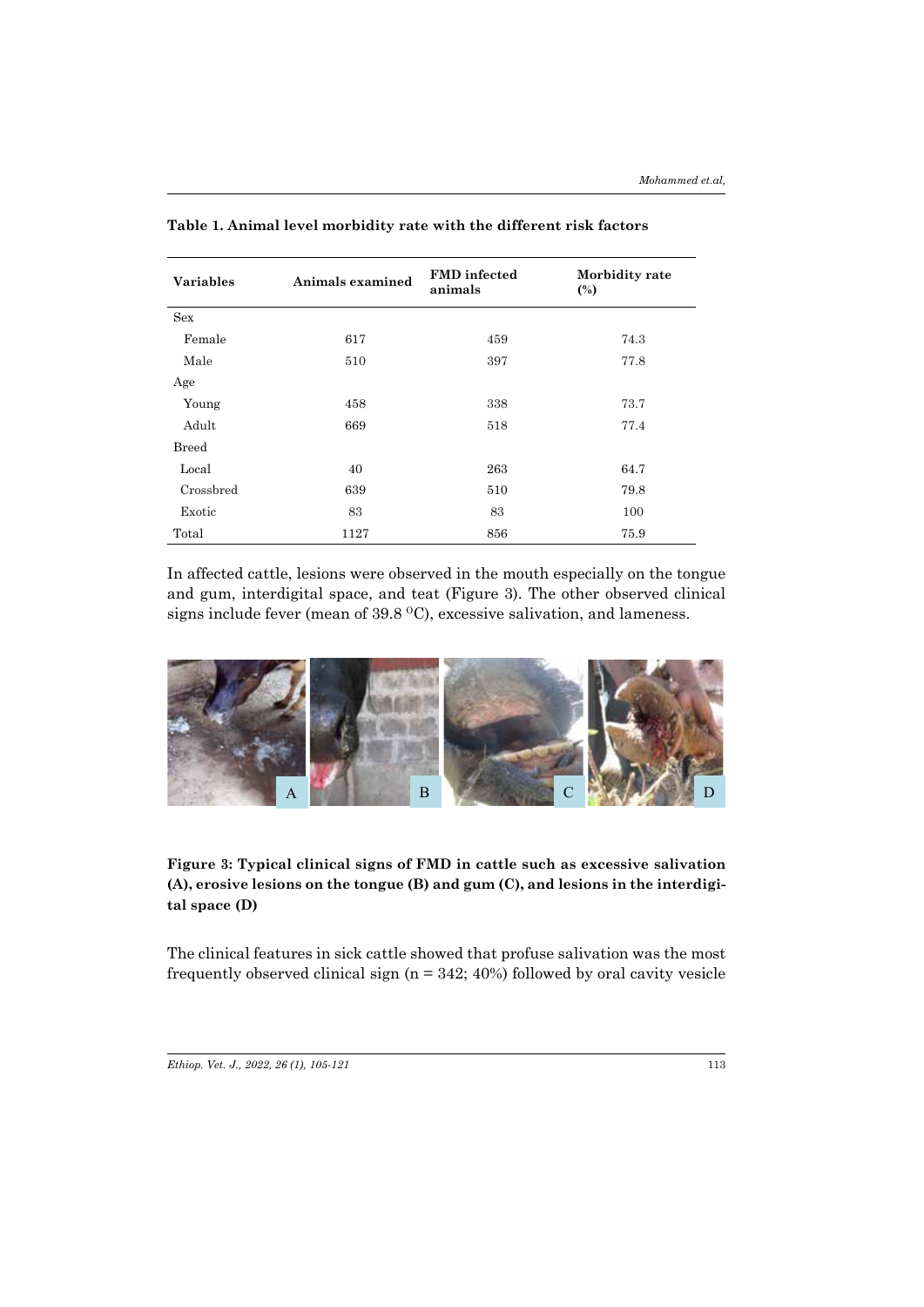**Table 1. Animal level morbidity rate with the different risk factors**

| Variables | Animals examined | FMD infected animals | Morbidity rate (%) |
|---|---|---|---|
| Sex | | | |
| Female | 617 | 459 | 74.3 |
| Male | 510 | 397 | 77.8 |
| Age | | | |
| Young | 458 | 338 | 73.7 |
| Adult | 669 | 518 | 77.4 |
| Breed | | | |
| Local | 40 | 263 | 64.7 |
| Crossbred | 639 | 510 | 79.8 |
| Exotic | 83 | 83 | 100 |
| Total | 1127 | 856 | 75.9 |

In affected cattle, lesions were observed in the mouth especially on the tongue and gum, interdigital space, and teat (Figure 3). The other observed clinical signs include fever (mean of 39.8 $^{0}$C), excessive salivation, and lameness.

**Figure 3: Typical clinical signs of FMD in cattle such as excessive salivation (A), erosive lesions on the tongue (B) and gum (C), and lesions in the interdigital space (D)**

The clinical features in sick cattle showed that profuse salivation was the most frequently observed clinical sign (n = 342; 40%) followed by oral cavity vesicle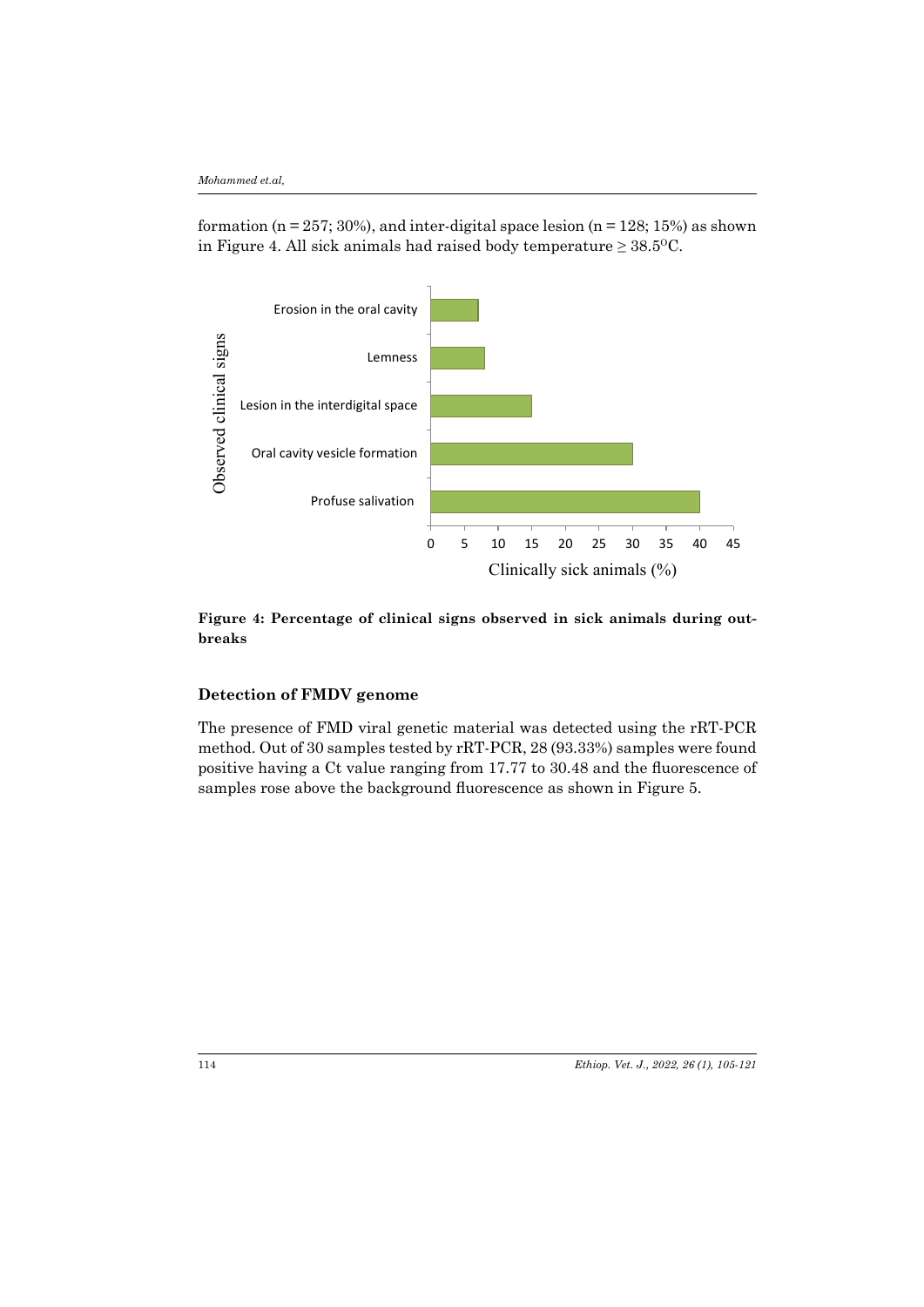formation (n = 257; 30%), and inter-digital space lesion (n = 128; 15%) as shown in Figure 4. All sick animals had raised body temperature ≥ 38.5$^{0}$C.

**Figure 4: Percentage of clinical signs observed in sick animals during outbreaks**

### Detection of FMDV genome

The presence of FMD viral genetic material was detected using the rRT-PCR method. Out of 30 samples tested by rRT-PCR, 28 (93.33%) samples were found positive having a Ct value ranging from 17.77 to 30.48 and the fluorescence of samples rose above the background fluorescence as shown in Figure 5.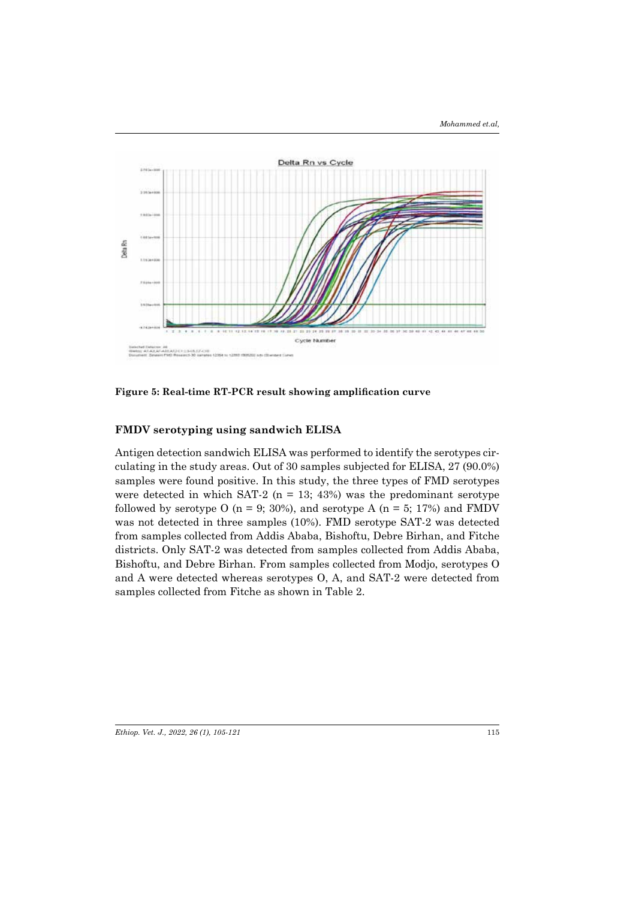Figure 5: Real-time RT-PCR result showing amplification curve

### FMDV serotyping using sandwich ELISA

Antigen detection sandwich ELISA was performed to identify the serotypes circulating in the study areas. Out of 30 samples subjected for ELISA, 27 (90.0%) samples were found positive. In this study, the three types of FMD serotypes were detected in which SAT-2 (n = 13; 43%) was the predominant serotype followed by serotype O (n = 9; 30%), and serotype A (n = 5; 17%) and FMDV was not detected in three samples (10%). FMD serotype SAT-2 was detected from samples collected from Addis Ababa, Bishoftu, Debre Birhan, and Fitche districts. Only SAT-2 was detected from samples collected from Addis Ababa, Bishoftu, and Debre Birhan. From samples collected from Modjo, serotypes O and A were detected whereas serotypes O, A, and SAT-2 were detected from samples collected from Fitche as shown in Table 2.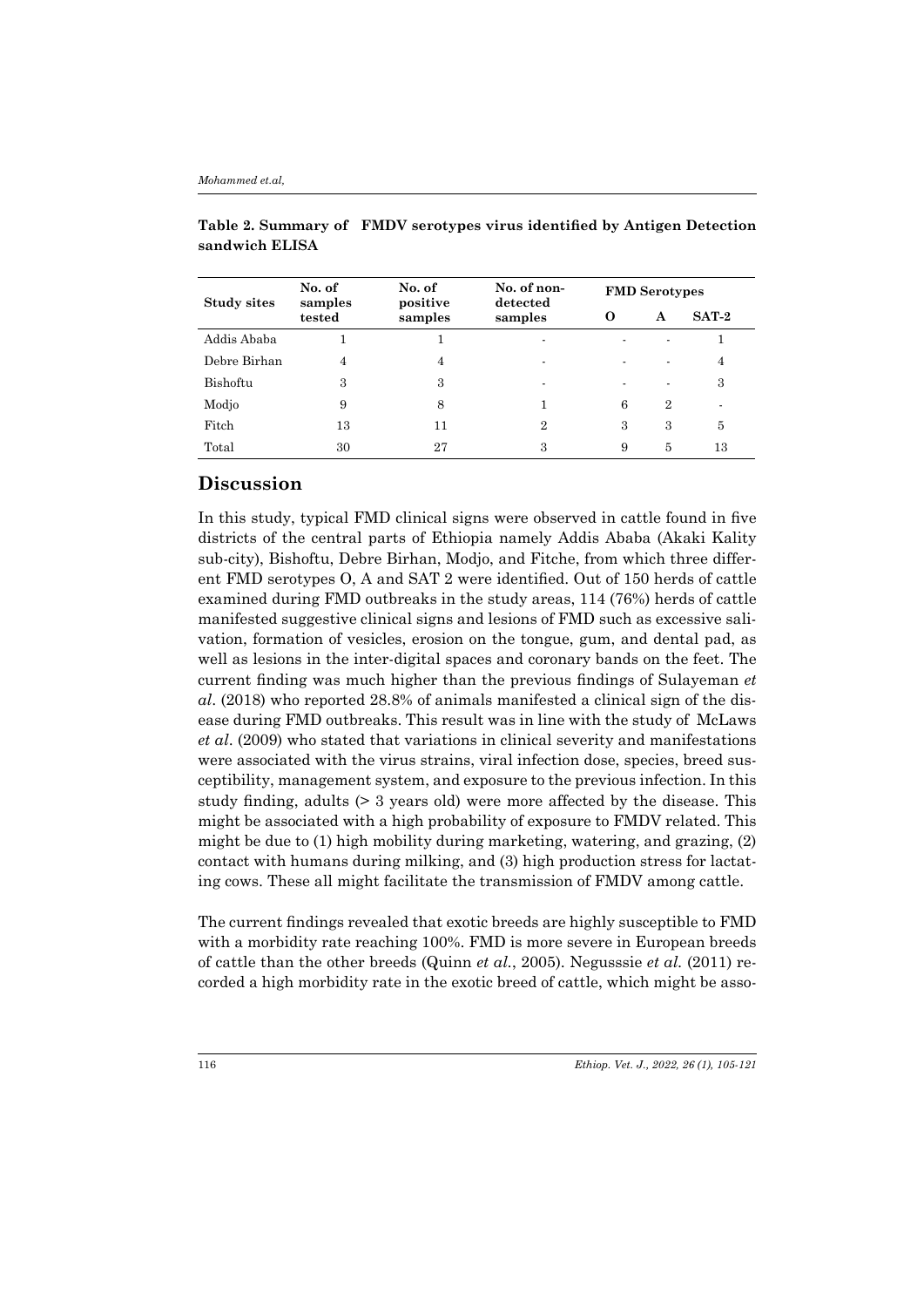**Table 2. Summary of FMDV serotypes virus identified by Antigen Detection sandwich ELISA**

| Study sites | No. of samples tested | No. of positive samples | No. of non-detected samples | FMD Serotypes | | |
|---|---|---|---|---|---|---|
| | | | | O | A | SAT-2 |
| Addis Ababa | 1 | 1 | - | - | - | 1 |
| Debre Birhan | 4 | 4 | - | - | - | 4 |
| Bishoftu | 3 | 3 | - | - | - | 3 |
| Modjo | 9 | 8 | 1 | 6 | 2 | - |
| Fitch | 13 | 11 | 2 | 3 | 3 | 5 |
| Total | 30 | 27 | 3 | 9 | 5 | 13 |

## Discussion

In this study, typical FMD clinical signs were observed in cattle found in five districts of the central parts of Ethiopia namely Addis Ababa (Akaki Kality sub-city), Bishoftu, Debre Birhan, Modjo, and Fitche, from which three different FMD serotypes O, A and SAT 2 were identified. Out of 150 herds of cattle examined during FMD outbreaks in the study areas, 114 (76%) herds of cattle manifested suggestive clinical signs and lesions of FMD such as excessive salivation, formation of vesicles, erosion on the tongue, gum, and dental pad, as well as lesions in the inter-digital spaces and coronary bands on the feet. The current finding was much higher than the previous findings of Sulayeman *et al*. (2018) who reported 28.8% of animals manifested a clinical sign of the disease during FMD outbreaks. This result was in line with the study of McLaws *et al*. (2009) who stated that variations in clinical severity and manifestations were associated with the virus strains, viral infection dose, species, breed susceptibility, management system, and exposure to the previous infection. In this study finding, adults (> 3 years old) were more affected by the disease. This might be associated with a high probability of exposure to FMDV related. This might be due to (1) high mobility during marketing, watering, and grazing, (2) contact with humans during milking, and (3) high production stress for lactating cows. These all might facilitate the transmission of FMDV among cattle.

The current findings revealed that exotic breeds are highly susceptible to FMD with a morbidity rate reaching 100%. FMD is more severe in European breeds of cattle than the other breeds (Quinn *et al.*, 2005). Negusssie *et al.* (2011) recorded a high morbidity rate in the exotic breed of cattle, which might be asso-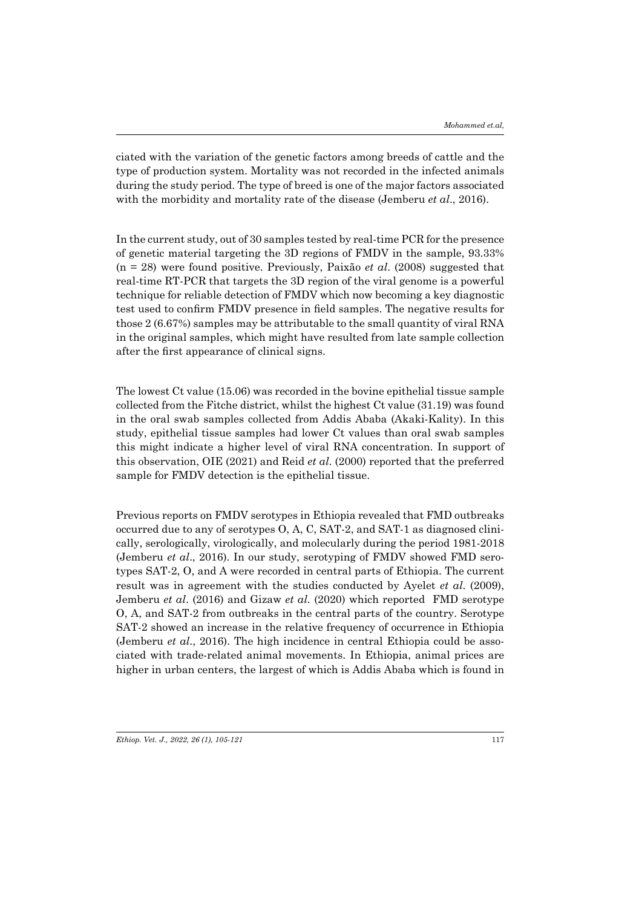ciated with the variation of the genetic factors among breeds of cattle and the type of production system. Mortality was not recorded in the infected animals during the study period. The type of breed is one of the major factors associated with the morbidity and mortality rate of the disease (Jemberu *et al*., 2016).

In the current study, out of 30 samples tested by real-time PCR for the presence of genetic material targeting the 3D regions of FMDV in the sample, 93.33% (n = 28) were found positive. Previously, Paixão *et al*. (2008) suggested that real-time RT-PCR that targets the 3D region of the viral genome is a powerful technique for reliable detection of FMDV which now becoming a key diagnostic test used to confirm FMDV presence in field samples. The negative results for those 2 (6.67%) samples may be attributable to the small quantity of viral RNA in the original samples, which might have resulted from late sample collection after the first appearance of clinical signs.

The lowest Ct value (15.06) was recorded in the bovine epithelial tissue sample collected from the Fitche district, whilst the highest Ct value (31.19) was found in the oral swab samples collected from Addis Ababa (Akaki-Kality). In this study, epithelial tissue samples had lower Ct values than oral swab samples this might indicate a higher level of viral RNA concentration. In support of this observation, OIE (2021) and Reid *et al*. (2000) reported that the preferred sample for FMDV detection is the epithelial tissue.

Previous reports on FMDV serotypes in Ethiopia revealed that FMD outbreaks occurred due to any of serotypes O, A, C, SAT-2, and SAT-1 as diagnosed clinically, serologically, virologically, and molecularly during the period 1981-2018 (Jemberu *et al*., 2016). In our study, serotyping of FMDV showed FMD serotypes SAT-2, O, and A were recorded in central parts of Ethiopia. The current result was in agreement with the studies conducted by Ayelet *et al.* (2009), Jemberu *et al*. (2016) and Gizaw *et al.* (2020) which reported FMD serotype O, A, and SAT-2 from outbreaks in the central parts of the country. Serotype SAT-2 showed an increase in the relative frequency of occurrence in Ethiopia (Jemberu *et al*., 2016). The high incidence in central Ethiopia could be associated with trade-related animal movements. In Ethiopia, animal prices are higher in urban centers, the largest of which is Addis Ababa which is found in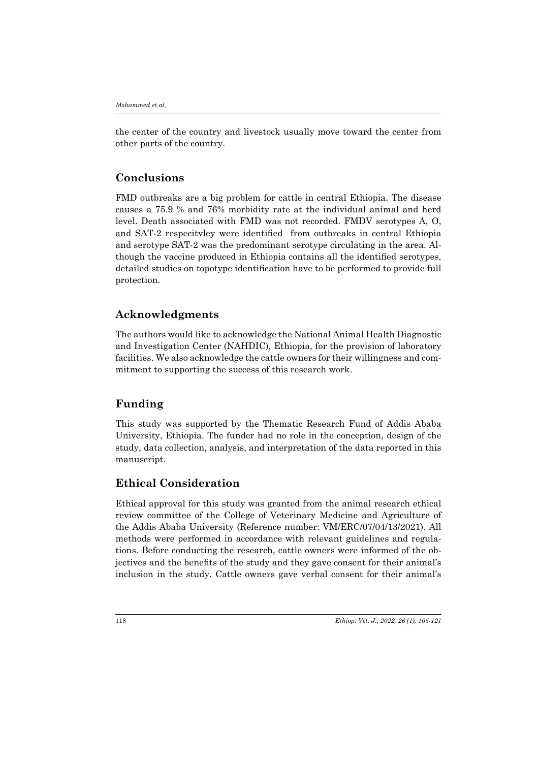the center of the country and livestock usually move toward the center from other parts of the country.

## Conclusions

FMD outbreaks are a big problem for cattle in central Ethiopia. The disease causes a 75.9 % and 76% morbidity rate at the individual animal and herd level. Death associated with FMD was not recorded. FMDV serotypes A, O, and SAT-2 respecitvley were identified from outbreaks in central Ethiopia and serotype SAT-2 was the predominant serotype circulating in the area. Although the vaccine produced in Ethiopia contains all the identified serotypes, detailed studies on topotype identification have to be performed to provide full protection.

## Acknowledgments

The authors would like to acknowledge the National Animal Health Diagnostic and Investigation Center (NAHDIC), Ethiopia, for the provision of laboratory facilities. We also acknowledge the cattle owners for their willingness and commitment to supporting the success of this research work.

## Funding

This study was supported by the Thematic Research Fund of Addis Ababa University, Ethiopia. The funder had no role in the conception, design of the study, data collection, analysis, and interpretation of the data reported in this manuscript.

## Ethical Consideration

Ethical approval for this study was granted from the animal research ethical review committee of the College of Veterinary Medicine and Agriculture of the Addis Ababa University (Reference number: VM/ERC/07/04/13/2021). All methods were performed in accordance with relevant guidelines and regulations. Before conducting the research, cattle owners were informed of the objectives and the benefits of the study and they gave consent for their animal's inclusion in the study. Cattle owners gave verbal consent for their animal's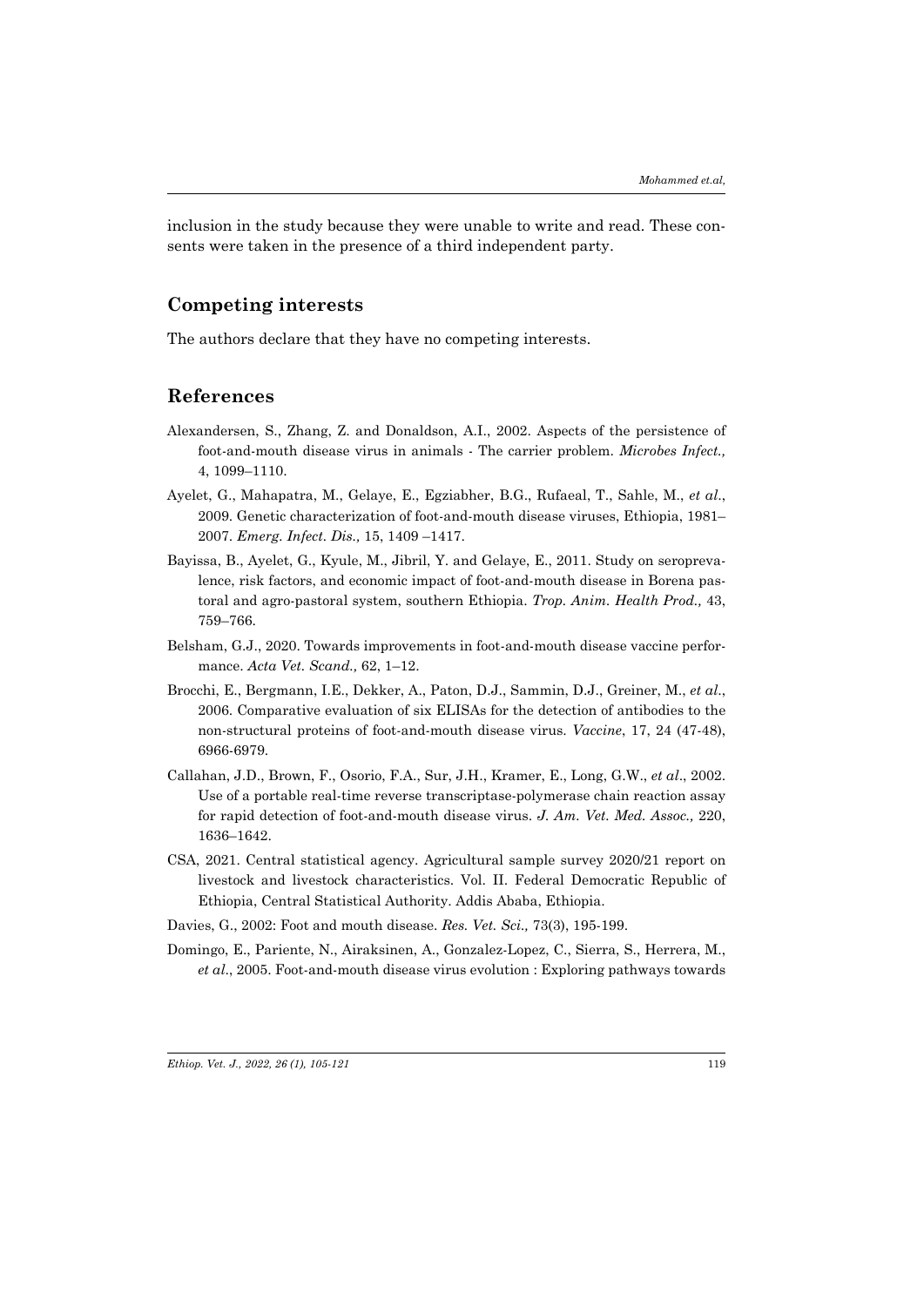inclusion in the study because they were unable to write and read. These consents were taken in the presence of a third independent party.

## Competing interests

The authors declare that they have no competing interests.

## References

Alexandersen, S., Zhang, Z. and Donaldson, A.I., 2002. Aspects of the persistence of foot-and-mouth disease virus in animals - The carrier problem. *Microbes Infect.,* 4, 1099–1110.

Ayelet, G., Mahapatra, M., Gelaye, E., Egziabher, B.G., Rufaeal, T., Sahle, M., *et al*., 2009. Genetic characterization of foot-and-mouth disease viruses, Ethiopia, 1981–2007. *Emerg. Infect. Dis.,* 15, 1409 –1417.

Bayissa, B., Ayelet, G., Kyule, M., Jibril, Y. and Gelaye, E., 2011. Study on seroprevalence, risk factors, and economic impact of foot-and-mouth disease in Borena pastoral and agro-pastoral system, southern Ethiopia. *Trop. Anim. Health Prod.,* 43, 759–766.

Belsham, G.J., 2020. Towards improvements in foot-and-mouth disease vaccine performance. *Acta Vet. Scand.,* 62, 1–12.

Brocchi, E., Bergmann, I.E., Dekker, A., Paton, D.J., Sammin, D.J., Greiner, M., *et al*., 2006. Comparative evaluation of six ELISAs for the detection of antibodies to the non-structural proteins of foot-and-mouth disease virus. *Vaccine*, 17, 24 (47-48), 6966-6979.

Callahan, J.D., Brown, F., Osorio, F.A., Sur, J.H., Kramer, E., Long, G.W., *et al*., 2002. Use of a portable real-time reverse transcriptase-polymerase chain reaction assay for rapid detection of foot-and-mouth disease virus. *J. Am. Vet. Med. Assoc.,* 220, 1636–1642.

CSA, 2021. Central statistical agency. Agricultural sample survey 2020/21 report on livestock and livestock characteristics. Vol. II. Federal Democratic Republic of Ethiopia, Central Statistical Authority. Addis Ababa, Ethiopia.

Davies, G., 2002: Foot and mouth disease. *Res. Vet. Sci.,* 73(3), 195-199.

Domingo, E., Pariente, N., Airaksinen, A., Gonzalez-Lopez, C., Sierra, S., Herrera, M., *et al*., 2005. Foot-and-mouth disease virus evolution : Exploring pathways towards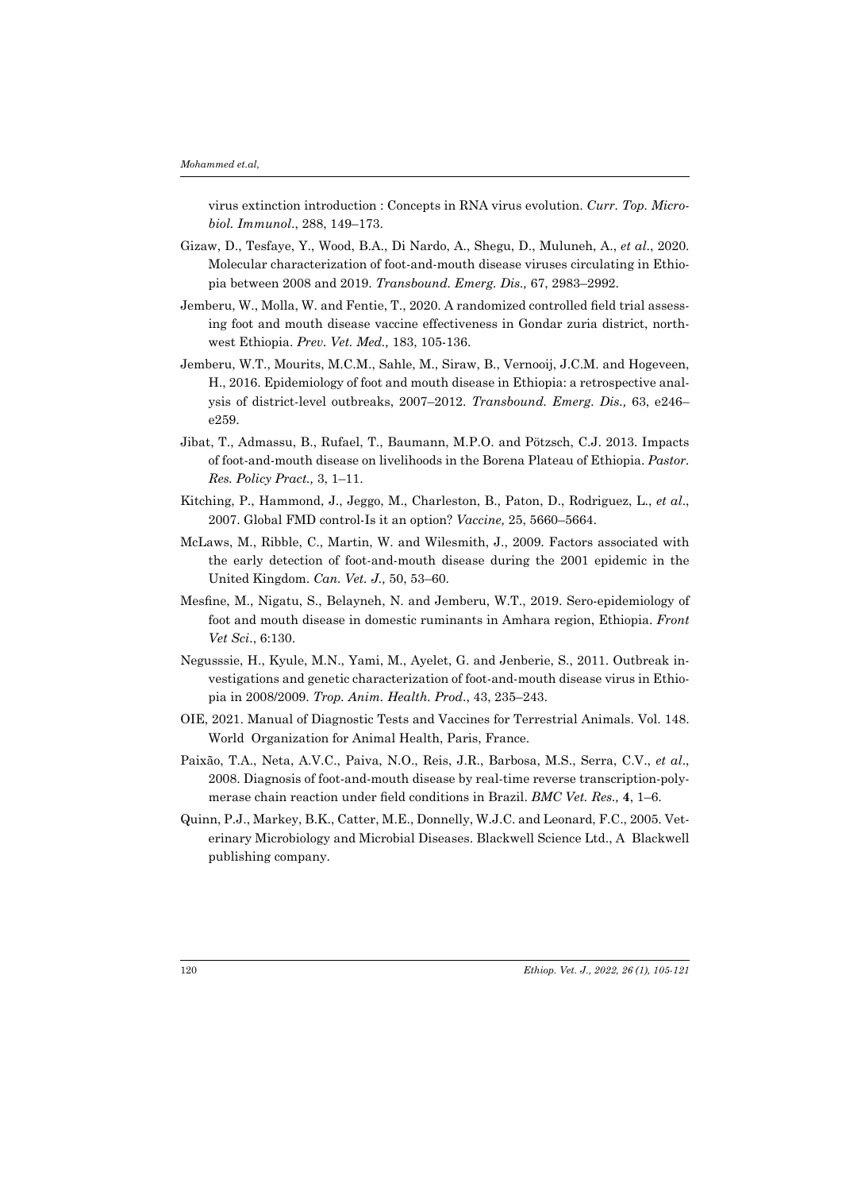virus extinction introduction : Concepts in RNA virus evolution. *Curr. Top. Microbiol. Immunol.*, 288, 149–173.

Gizaw, D., Tesfaye, Y., Wood, B.A., Di Nardo, A., Shegu, D., Muluneh, A., *et al*., 2020. Molecular characterization of foot-and-mouth disease viruses circulating in Ethiopia between 2008 and 2019. *Transbound. Emerg. Dis.,* 67, 2983–2992.

Jemberu, W., Molla, W. and Fentie, T., 2020. A randomized controlled field trial assessing foot and mouth disease vaccine effectiveness in Gondar zuria district, northwest Ethiopia. *Prev. Vet. Med.,* 183, 105-136.

Jemberu, W.T., Mourits, M.C.M., Sahle, M., Siraw, B., Vernooij, J.C.M. and Hogeveen, H., 2016. Epidemiology of foot and mouth disease in Ethiopia: a retrospective analysis of district-level outbreaks, 2007–2012. *Transbound. Emerg. Dis.,* 63, e246–e259.

Jibat, T., Admassu, B., Rufael, T., Baumann, M.P.O. and Pötzsch, C.J. 2013. Impacts of foot-and-mouth disease on livelihoods in the Borena Plateau of Ethiopia. *Pastor. Res. Policy Pract.,* 3, 1–11.

Kitching, P., Hammond, J., Jeggo, M., Charleston, B., Paton, D., Rodriguez, L., *et al*., 2007. Global FMD control-Is it an option? *Vaccine,* 25, 5660–5664.

McLaws, M., Ribble, C., Martin, W. and Wilesmith, J., 2009. Factors associated with the early detection of foot-and-mouth disease during the 2001 epidemic in the United Kingdom. *Can. Vet. J.,* 50, 53–60.

Mesfine, M., Nigatu, S., Belayneh, N. and Jemberu, W.T., 2019. Sero-epidemiology of foot and mouth disease in domestic ruminants in Amhara region, Ethiopia. *Front Vet Sci*., 6:130.

Negusssie, H., Kyule, M.N., Yami, M., Ayelet, G. and Jenberie, S., 2011. Outbreak investigations and genetic characterization of foot-and-mouth disease virus in Ethiopia in 2008/2009. *Trop. Anim. Health. Prod*., 43, 235–243.

OIE, 2021. Manual of Diagnostic Tests and Vaccines for Terrestrial Animals. Vol. 148. World Organization for Animal Health, Paris, France.

Paixão, T.A., Neta, A.V.C., Paiva, N.O., Reis, J.R., Barbosa, M.S., Serra, C.V., *et al*., 2008. Diagnosis of foot-and-mouth disease by real-time reverse transcription-polymerase chain reaction under field conditions in Brazil. *BMC Vet. Res.,* **4**, 1–6.

Quinn, P.J., Markey, B.K., Catter, M.E., Donnelly, W.J.C. and Leonard, F.C., 2005. Veterinary Microbiology and Microbial Diseases. Blackwell Science Ltd., A Blackwell publishing company.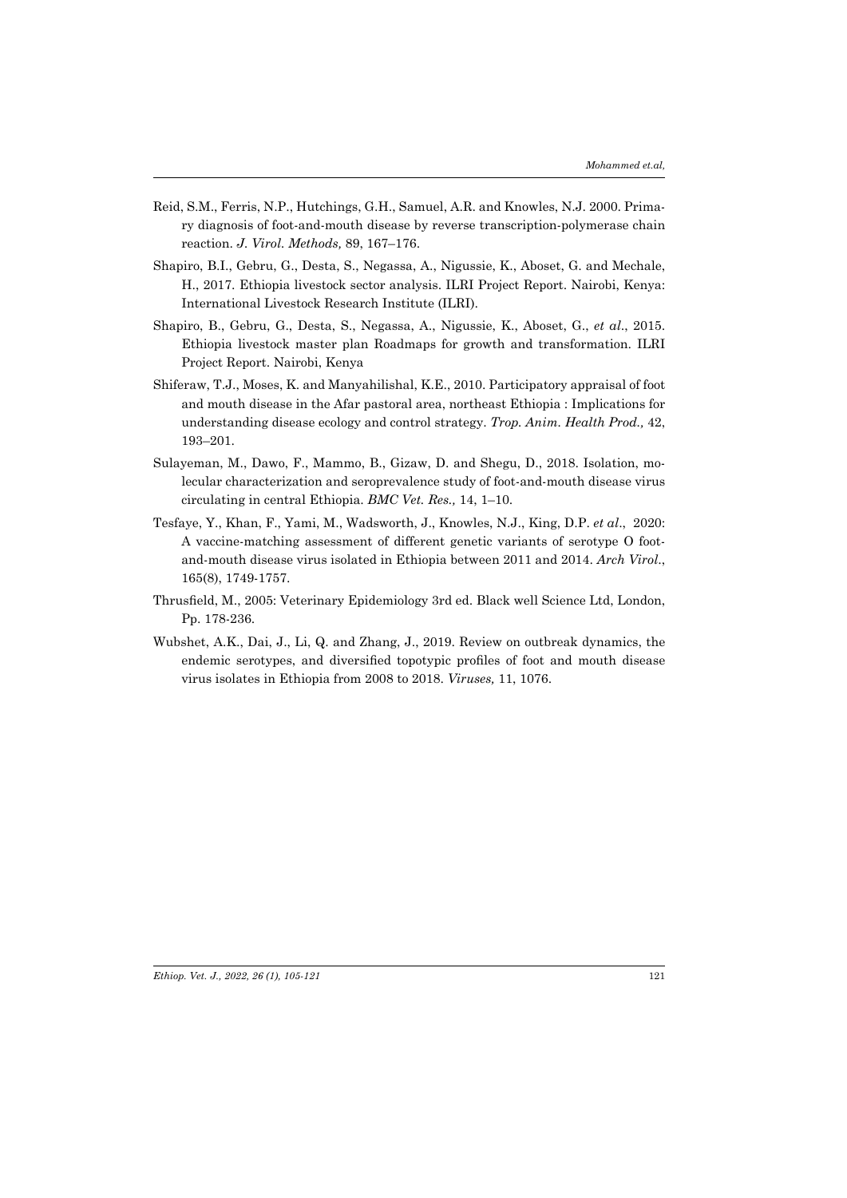Reid, S.M., Ferris, N.P., Hutchings, G.H., Samuel, A.R. and Knowles, N.J. 2000. Primary diagnosis of foot-and-mouth disease by reverse transcription-polymerase chain reaction. *J. Virol. Methods,* 89, 167–176.

Shapiro, B.I., Gebru, G., Desta, S., Negassa, A., Nigussie, K., Aboset, G. and Mechale, H., 2017. Ethiopia livestock sector analysis. ILRI Project Report. Nairobi, Kenya: International Livestock Research Institute (ILRI).

Shapiro, B., Gebru, G., Desta, S., Negassa, A., Nigussie, K., Aboset, G., *et al*., 2015. Ethiopia livestock master plan Roadmaps for growth and transformation. ILRI Project Report. Nairobi, Kenya

Shiferaw, T.J., Moses, K. and Manyahilishal, K.E., 2010. Participatory appraisal of foot and mouth disease in the Afar pastoral area, northeast Ethiopia : Implications for understanding disease ecology and control strategy. *Trop. Anim. Health Prod.,* 42, 193–201.

Sulayeman, M., Dawo, F., Mammo, B., Gizaw, D. and Shegu, D., 2018. Isolation, molecular characterization and seroprevalence study of foot-and-mouth disease virus circulating in central Ethiopia. *BMC Vet. Res.,* 14, 1–10.

Tesfaye, Y., Khan, F., Yami, M., Wadsworth, J., Knowles, N.J., King, D.P. *et al*., 2020: A vaccine-matching assessment of different genetic variants of serotype O foot-and-mouth disease virus isolated in Ethiopia between 2011 and 2014. *Arch Virol*., 165(8), 1749-1757.

Thrusfield, M., 2005: Veterinary Epidemiology 3rd ed. Black well Science Ltd, London, Pp. 178-236.

Wubshet, A.K., Dai, J., Li, Q. and Zhang, J., 2019. Review on outbreak dynamics, the endemic serotypes, and diversified topotypic profiles of foot and mouth disease virus isolates in Ethiopia from 2008 to 2018. *Viruses,* 11, 1076.